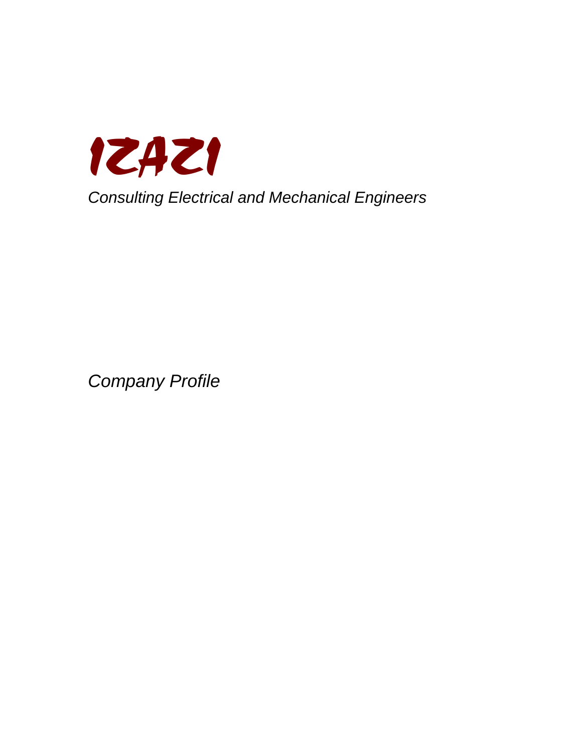# IZAZI

*Consulting Electrical and Mechanical Engineers*

*Company Profile*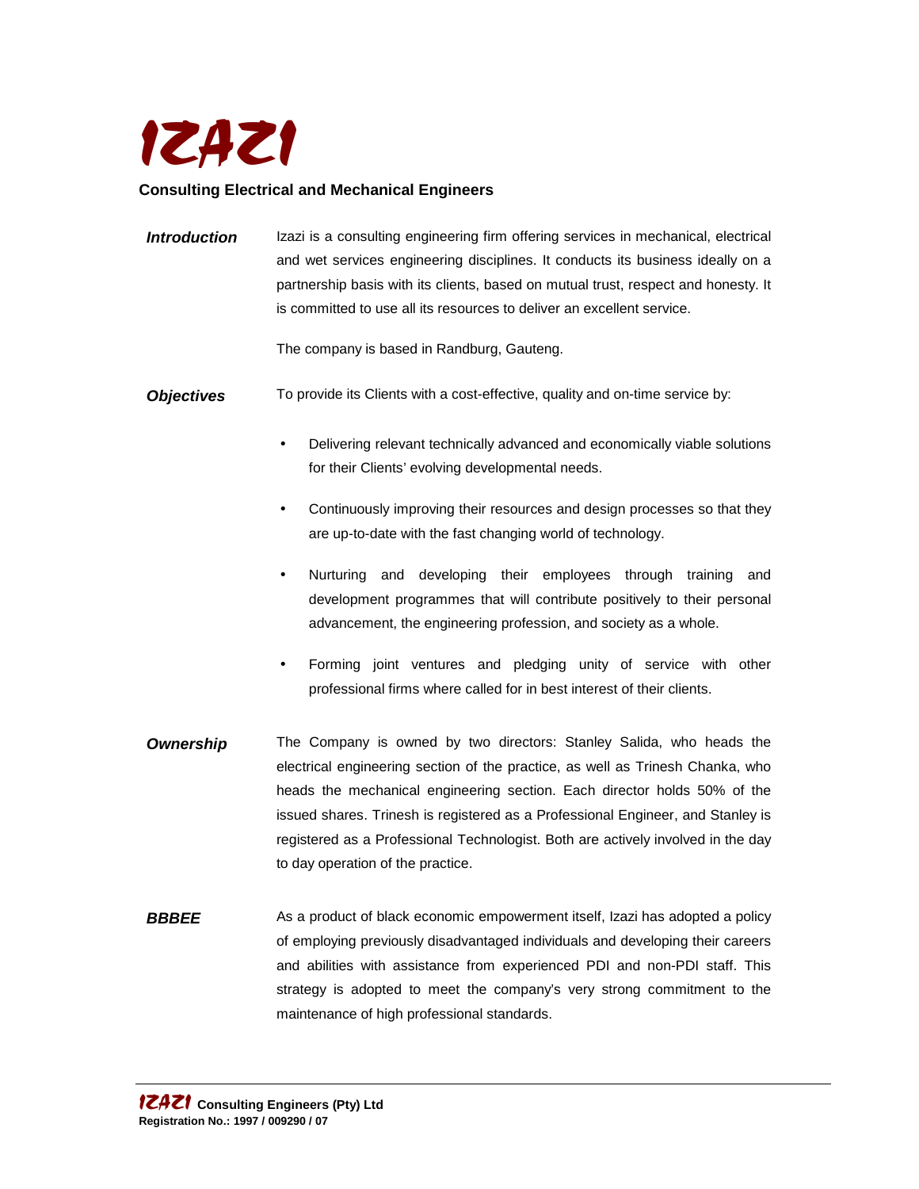# IZAZI

**Consulting Electrical and Mechanical Engineers**

***Introduction***

Izazi is a consulting engineering firm offering services in mechanical, electrical and wet services engineering disciplines. It conducts its business ideally on a partnership basis with its clients, based on mutual trust, respect and honesty. It is committed to use all its resources to deliver an excellent service.

The company is based in Randburg, Gauteng.

***Objectives***

To provide its Clients with a cost-effective, quality and on-time service by:

- Delivering relevant technically advanced and economically viable solutions for their Clients' evolving developmental needs.
- Continuously improving their resources and design processes so that they are up-to-date with the fast changing world of technology.
- Nurturing and developing their employees through training and development programmes that will contribute positively to their personal advancement, the engineering profession, and society as a whole.
- Forming joint ventures and pledging unity of service with other professional firms where called for in best interest of their clients.

***Ownership***

The Company is owned by two directors: Stanley Salida, who heads the electrical engineering section of the practice, as well as Trinesh Chanka, who heads the mechanical engineering section. Each director holds 50% of the issued shares. Trinesh is registered as a Professional Engineer, and Stanley is registered as a Professional Technologist. Both are actively involved in the day to day operation of the practice.

***BBBEE***

As a product of black economic empowerment itself, Izazi has adopted a policy of employing previously disadvantaged individuals and developing their careers and abilities with assistance from experienced PDI and non-PDI staff. This strategy is adopted to meet the company's very strong commitment to the maintenance of high professional standards.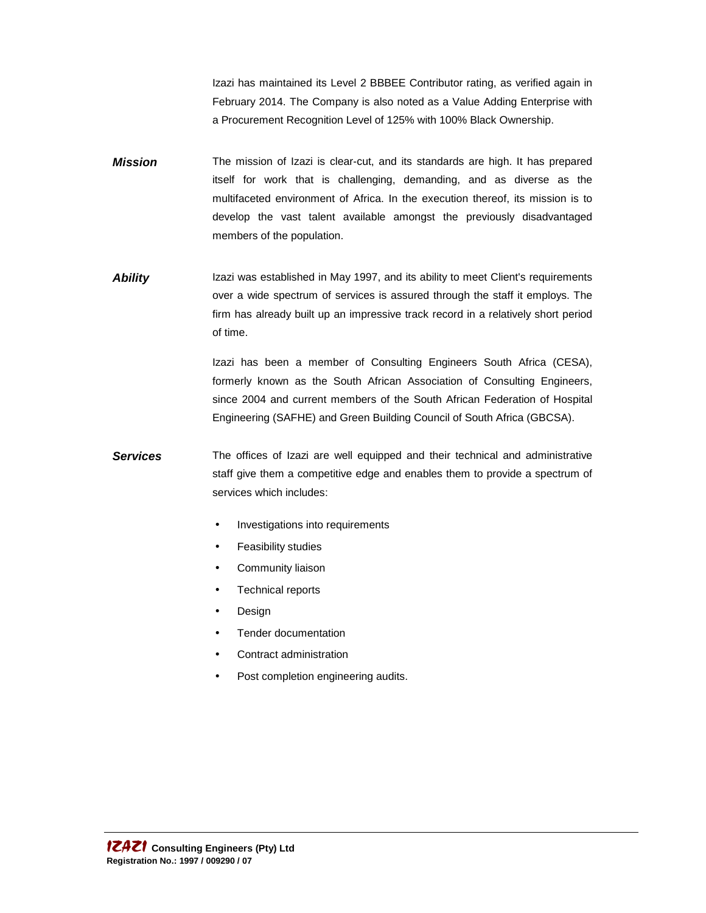Izazi has maintained its Level 2 BBBEE Contributor rating, as verified again in February 2014. The Company is also noted as a Value Adding Enterprise with a Procurement Recognition Level of 125% with 100% Black Ownership.

***Mission***

The mission of Izazi is clear-cut, and its standards are high. It has prepared itself for work that is challenging, demanding, and as diverse as the multifaceted environment of Africa. In the execution thereof, its mission is to develop the vast talent available amongst the previously disadvantaged members of the population.

***Ability***

Izazi was established in May 1997, and its ability to meet Client's requirements over a wide spectrum of services is assured through the staff it employs. The firm has already built up an impressive track record in a relatively short period of time.

Izazi has been a member of Consulting Engineers South Africa (CESA), formerly known as the South African Association of Consulting Engineers, since 2004 and current members of the South African Federation of Hospital Engineering (SAFHE) and Green Building Council of South Africa (GBCSA).

***Services***

The offices of Izazi are well equipped and their technical and administrative staff give them a competitive edge and enables them to provide a spectrum of services which includes:

- Investigations into requirements
- Feasibility studies
- Community liaison
- Technical reports
- Design
- Tender documentation
- Contract administration
- Post completion engineering audits.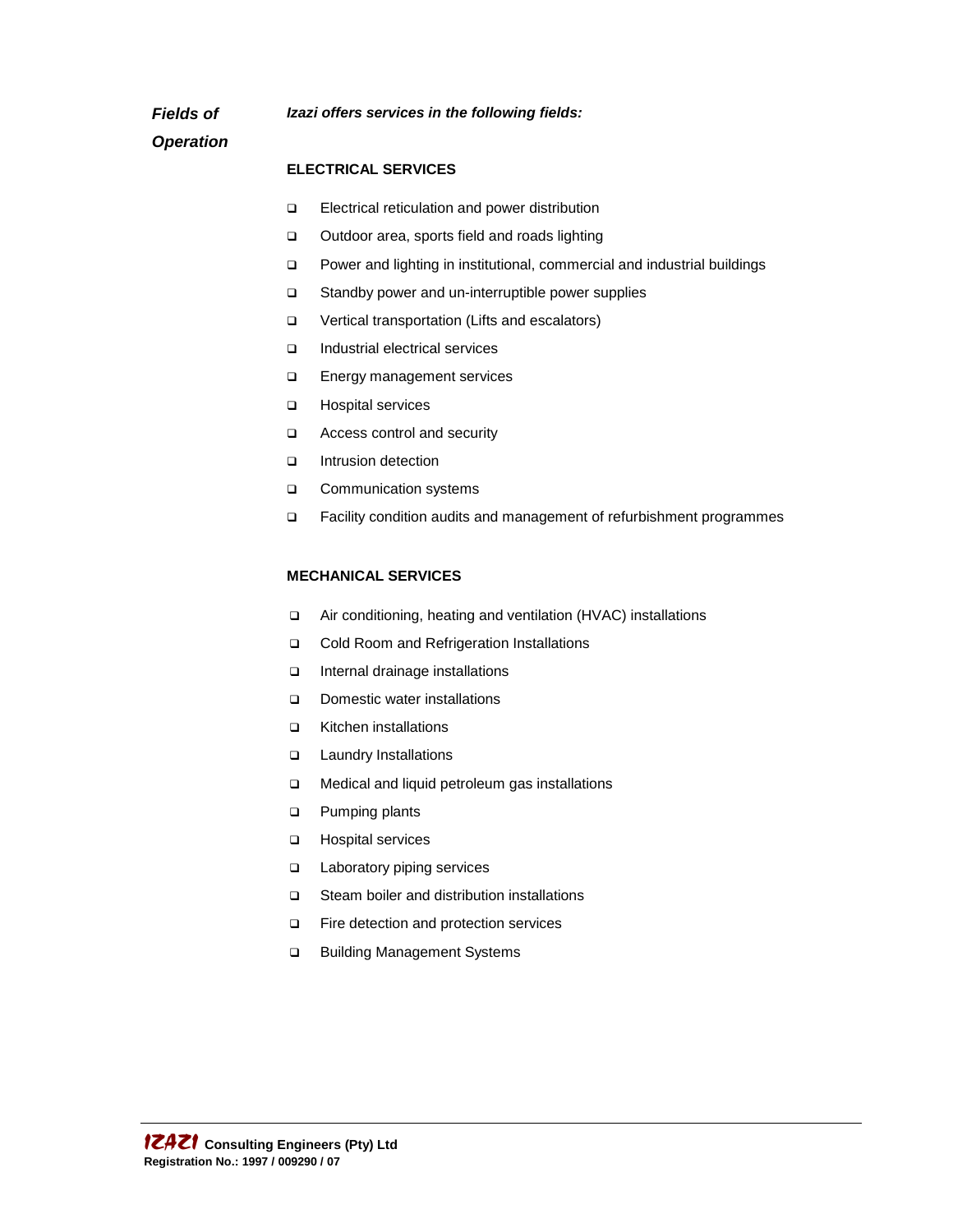## *Fields of Operation*

***Izazi offers services in the following fields:***

**ELECTRICAL SERVICES**

- Electrical reticulation and power distribution
- Outdoor area, sports field and roads lighting
- Power and lighting in institutional, commercial and industrial buildings
- Standby power and un-interruptible power supplies
- Vertical transportation (Lifts and escalators)
- Industrial electrical services
- Energy management services
- Hospital services
- Access control and security
- Intrusion detection
- Communication systems
- Facility condition audits and management of refurbishment programmes

**MECHANICAL SERVICES**

- Air conditioning, heating and ventilation (HVAC) installations
- Cold Room and Refrigeration Installations
- Internal drainage installations
- Domestic water installations
- Kitchen installations
- Laundry Installations
- Medical and liquid petroleum gas installations
- Pumping plants
- Hospital services
- Laboratory piping services
- Steam boiler and distribution installations
- Fire detection and protection services
- Building Management Systems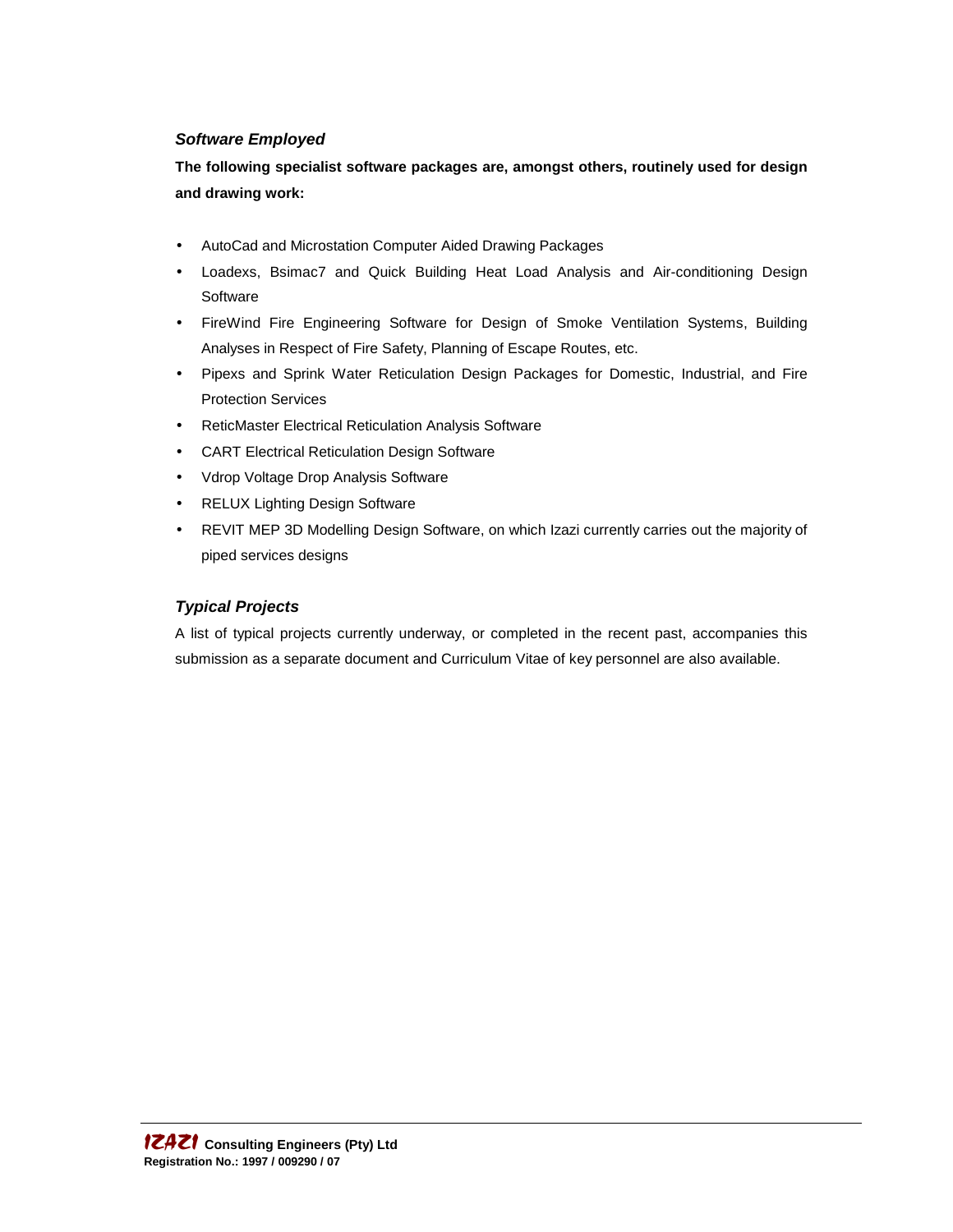### *Software Employed*

**The following specialist software packages are, amongst others, routinely used for design and drawing work:**

- AutoCad and Microstation Computer Aided Drawing Packages
- Loadexs, Bsimac7 and Quick Building Heat Load Analysis and Air-conditioning Design Software
- FireWind Fire Engineering Software for Design of Smoke Ventilation Systems, Building Analyses in Respect of Fire Safety, Planning of Escape Routes, etc.
- Pipexs and Sprink Water Reticulation Design Packages for Domestic, Industrial, and Fire Protection Services
- ReticMaster Electrical Reticulation Analysis Software
- CART Electrical Reticulation Design Software
- Vdrop Voltage Drop Analysis Software
- RELUX Lighting Design Software
- REVIT MEP 3D Modelling Design Software, on which Izazi currently carries out the majority of piped services designs

### *Typical Projects*

A list of typical projects currently underway, or completed in the recent past, accompanies this submission as a separate document and Curriculum Vitae of key personnel are also available.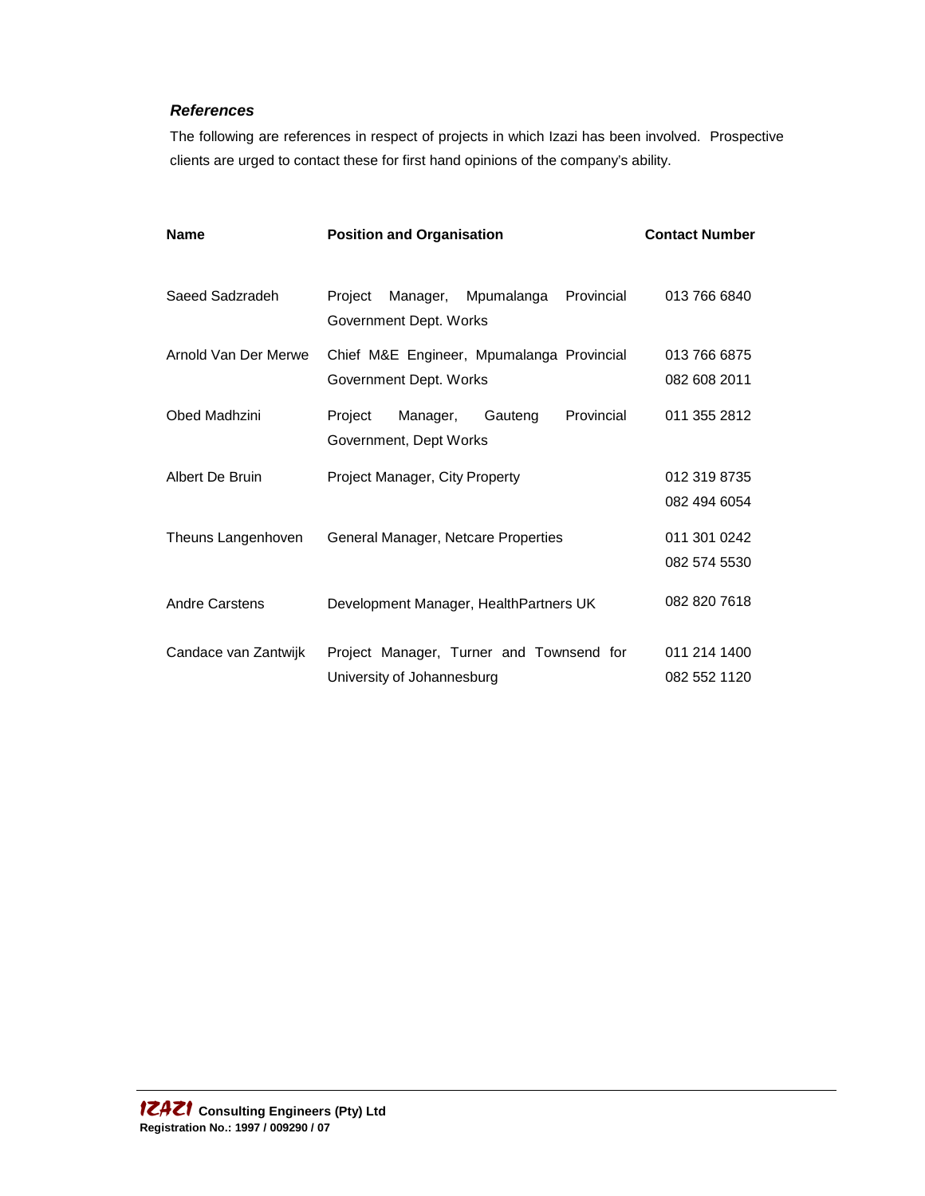### *References*

The following are references in respect of projects in which Izazi has been involved. Prospective clients are urged to contact these for first hand opinions of the company's ability.

| Name | Position and Organisation | Contact Number |
|---|---|---|
| Saeed Sadzradeh | Project Manager, Mpumalanga Provincial Government Dept. Works | 013 766 6840 |
| Arnold Van Der Merwe | Chief M&E Engineer, Mpumalanga Provincial Government Dept. Works | 013 766 6875<br>082 608 2011 |
| Obed Madhzini | Project Manager, Gauteng Provincial Government, Dept Works | 011 355 2812 |
| Albert De Bruin | Project Manager, City Property | 012 319 8735<br>082 494 6054 |
| Theuns Langenhoven | General Manager, Netcare Properties | 011 301 0242<br>082 574 5530 |
| Andre Carstens | Development Manager, HealthPartners UK | 082 820 7618 |
| Candace van Zantwijk | Project Manager, Turner and Townsend for University of Johannesburg | 011 214 1400<br>082 552 1120 |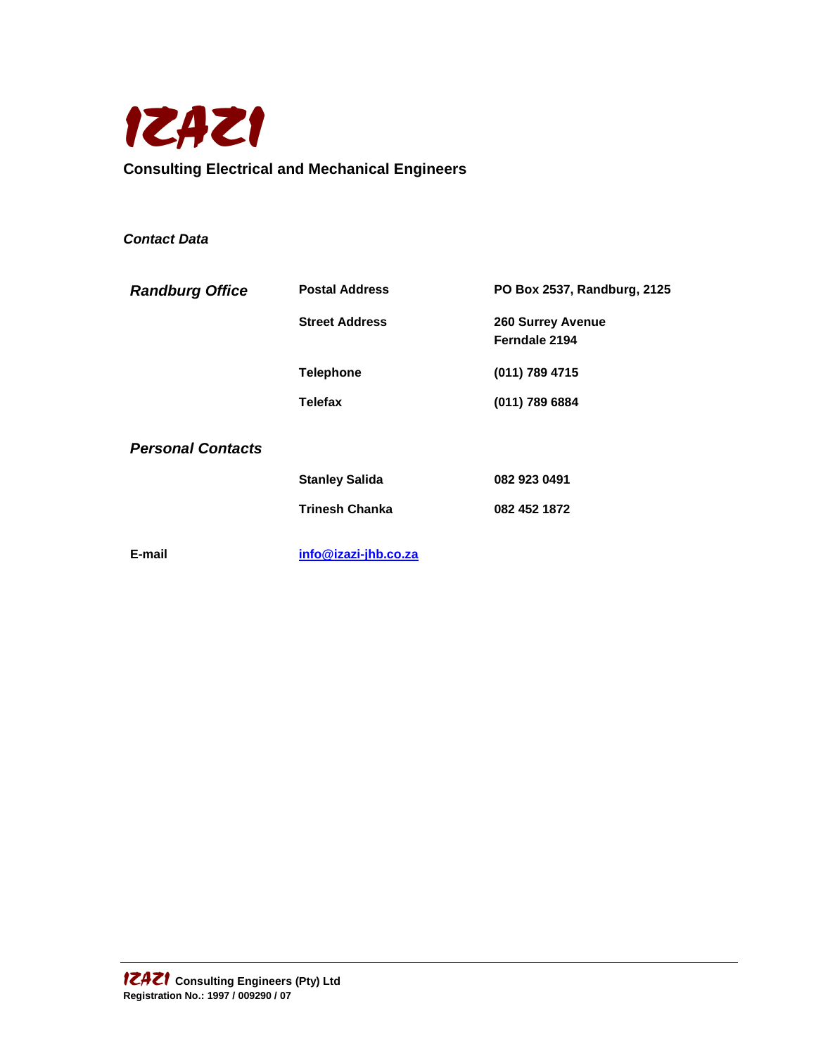# IZAZI

**Consulting Electrical and Mechanical Engineers**

***Contact Data***

| | | |
|---|---|---|
| ***Randburg Office*** | **Postal Address** | **PO Box 2537, Randburg, 2125** |
| | **Street Address** | **260 Surrey Avenue**<br>**Ferndale 2194** |
| | **Telephone** | **(011) 789 4715** |
| | **Telefax** | **(011) 789 6884** |
| ***Personal Contacts*** | | |
| | **Stanley Salida** | **082 923 0491** |
| | **Trinesh Chanka** | **082 452 1872** |
| **E-mail** | **info@izazi-jhb.co.za** | |

**IZAZI Consulting Engineers (Pty) Ltd**
**Registration No.: 1997 / 009290 / 07**